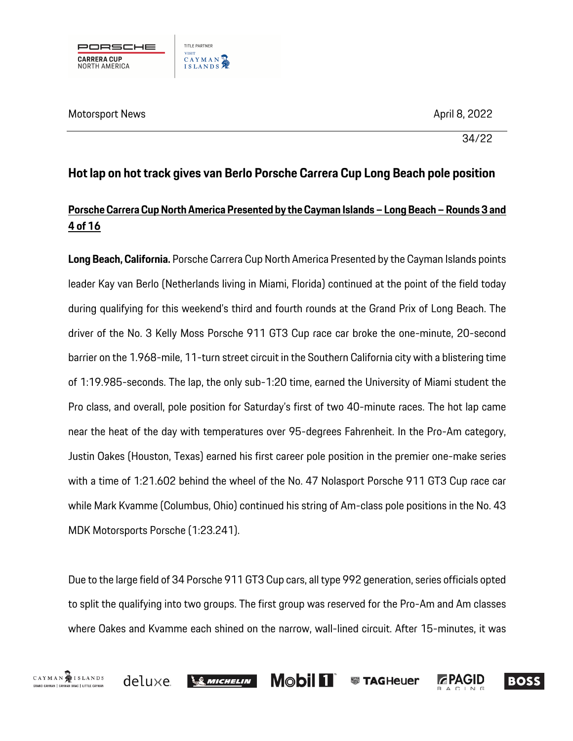Motorsport News

April 8, 2022

34/22

# Hot lap on hot track gives van Berlo Porsche Carrera Cup Long Beach pole position

## Porsche Carrera Cup North America Presented by the Cayman Islands – Long Beach – Rounds 3 and 4 of 16

**Long Beach, California.** Porsche Carrera Cup North America Presented by the Cayman Islands points leader Kay van Berlo (Netherlands living in Miami, Florida) continued at the point of the field today during qualifying for this weekend's third and fourth rounds at the Grand Prix of Long Beach. The driver of the No. 3 Kelly Moss Porsche 911 GT3 Cup race car broke the one-minute, 20-second barrier on the 1.968-mile, 11-turn street circuit in the Southern California city with a blistering time of 1:19.985-seconds. The lap, the only sub-1:20 time, earned the University of Miami student the Pro class, and overall, pole position for Saturday's first of two 40-minute races. The hot lap came near the heat of the day with temperatures over 95-degrees Fahrenheit. In the Pro-Am category, Justin Oakes (Houston, Texas) earned his first career pole position in the premier one-make series with a time of 1:21.602 behind the wheel of the No. 47 Nolasport Porsche 911 GT3 Cup race car while Mark Kvamme (Columbus, Ohio) continued his string of Am-class pole positions in the No. 43 MDK Motorsports Porsche (1:23.241).

Due to the large field of 34 Porsche 911 GT3 Cup cars, all type 992 generation, series officials opted to split the qualifying into two groups. The first group was reserved for the Pro-Am and Am classes where Oakes and Kvamme each shined on the narrow, wall-lined circuit. After 15-minutes, it was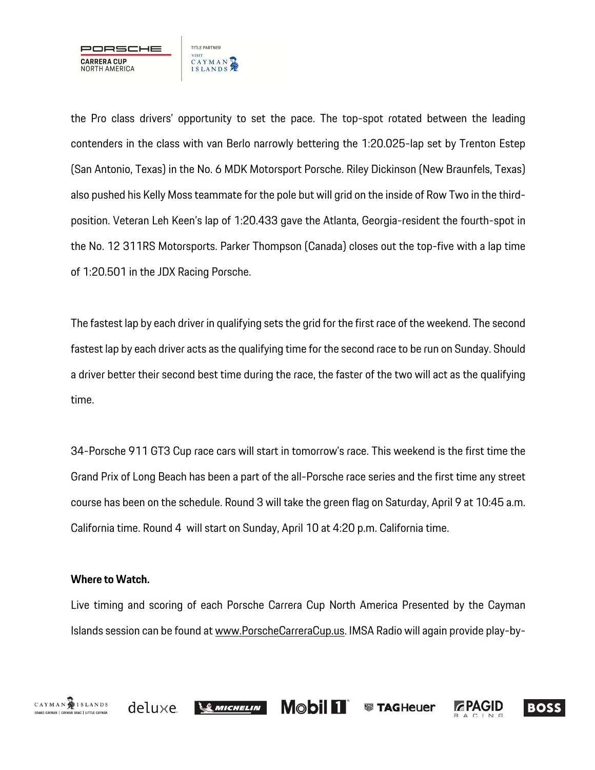the Pro class drivers' opportunity to set the pace. The top-spot rotated between the leading contenders in the class with van Berlo narrowly bettering the 1:20.025-lap set by Trenton Estep (San Antonio, Texas) in the No. 6 MDK Motorsport Porsche. Riley Dickinson (New Braunfels, Texas) also pushed his Kelly Moss teammate for the pole but will grid on the inside of Row Two in the third-position. Veteran Leh Keen's lap of 1:20.433 gave the Atlanta, Georgia-resident the fourth-spot in the No. 12 311RS Motorsports. Parker Thompson (Canada) closes out the top-five with a lap time of 1:20.501 in the JDX Racing Porsche.

The fastest lap by each driver in qualifying sets the grid for the first race of the weekend. The second fastest lap by each driver acts as the qualifying time for the second race to be run on Sunday. Should a driver better their second best time during the race, the faster of the two will act as the qualifying time.

34-Porsche 911 GT3 Cup race cars will start in tomorrow's race. This weekend is the first time the Grand Prix of Long Beach has been a part of the all-Porsche race series and the first time any street course has been on the schedule. Round 3 will take the green flag on Saturday, April 9 at 10:45 a.m. California time. Round 4 will start on Sunday, April 10 at 4:20 p.m. California time.

**Where to Watch.**

Live timing and scoring of each Porsche Carrera Cup North America Presented by the Cayman Islands session can be found at www.PorscheCarreraCup.us. IMSA Radio will again provide play-by-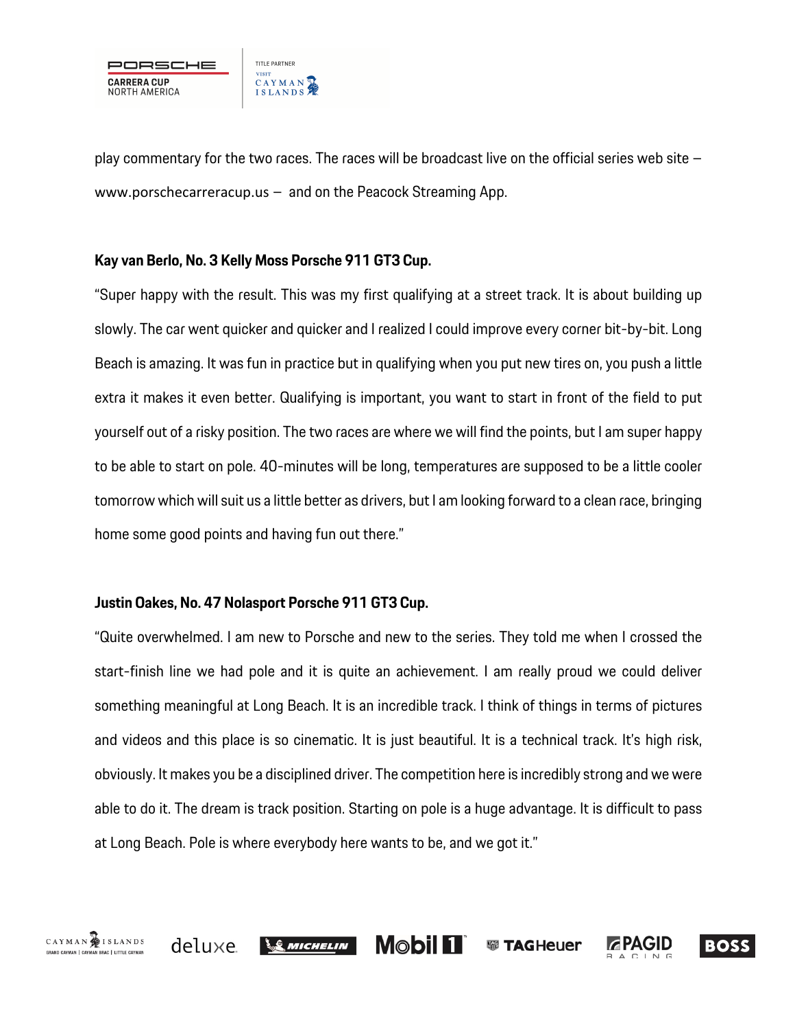play commentary for the two races. The races will be broadcast live on the official series web site – www.porschecarreracup.us – and on the Peacock Streaming App.

**Kay van Berlo, No. 3 Kelly Moss Porsche 911 GT3 Cup.**

"Super happy with the result. This was my first qualifying at a street track. It is about building up slowly. The car went quicker and quicker and I realized I could improve every corner bit-by-bit. Long Beach is amazing. It was fun in practice but in qualifying when you put new tires on, you push a little extra it makes it even better. Qualifying is important, you want to start in front of the field to put yourself out of a risky position. The two races are where we will find the points, but I am super happy to be able to start on pole. 40-minutes will be long, temperatures are supposed to be a little cooler tomorrow which will suit us a little better as drivers, but I am looking forward to a clean race, bringing home some good points and having fun out there."

**Justin Oakes, No. 47 Nolasport Porsche 911 GT3 Cup.**

"Quite overwhelmed. I am new to Porsche and new to the series. They told me when I crossed the start-finish line we had pole and it is quite an achievement. I am really proud we could deliver something meaningful at Long Beach. It is an incredible track. I think of things in terms of pictures and videos and this place is so cinematic. It is just beautiful. It is a technical track. It's high risk, obviously. It makes you be a disciplined driver. The competition here is incredibly strong and we were able to do it. The dream is track position. Starting on pole is a huge advantage. It is difficult to pass at Long Beach. Pole is where everybody here wants to be, and we got it."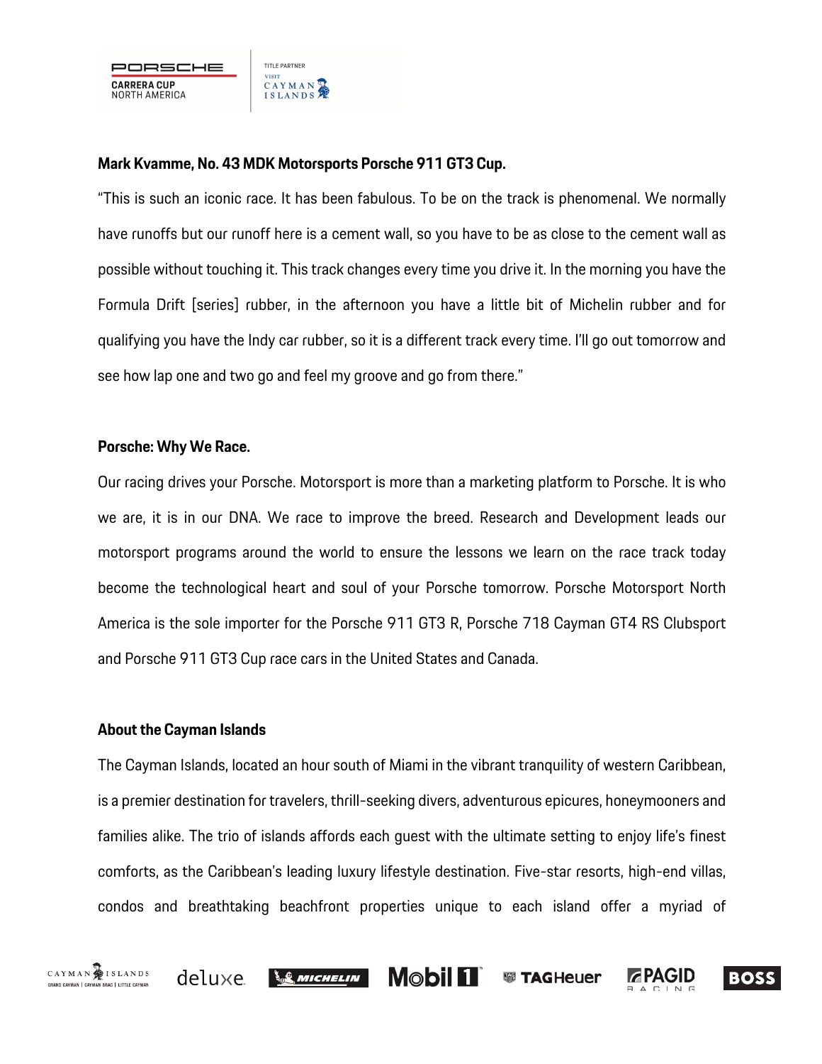**Mark Kvamme, No. 43 MDK Motorsports Porsche 911 GT3 Cup.**

"This is such an iconic race. It has been fabulous. To be on the track is phenomenal. We normally have runoffs but our runoff here is a cement wall, so you have to be as close to the cement wall as possible without touching it. This track changes every time you drive it. In the morning you have the Formula Drift [series] rubber, in the afternoon you have a little bit of Michelin rubber and for qualifying you have the Indy car rubber, so it is a different track every time. I'll go out tomorrow and see how lap one and two go and feel my groove and go from there."

**Porsche: Why We Race.**

Our racing drives your Porsche. Motorsport is more than a marketing platform to Porsche. It is who we are, it is in our DNA. We race to improve the breed. Research and Development leads our motorsport programs around the world to ensure the lessons we learn on the race track today become the technological heart and soul of your Porsche tomorrow. Porsche Motorsport North America is the sole importer for the Porsche 911 GT3 R, Porsche 718 Cayman GT4 RS Clubsport and Porsche 911 GT3 Cup race cars in the United States and Canada.

**About the Cayman Islands**

The Cayman Islands, located an hour south of Miami in the vibrant tranquility of western Caribbean, is a premier destination for travelers, thrill-seeking divers, adventurous epicures, honeymooners and families alike. The trio of islands affords each guest with the ultimate setting to enjoy life's finest comforts, as the Caribbean's leading luxury lifestyle destination. Five-star resorts, high-end villas, condos and breathtaking beachfront properties unique to each island offer a myriad of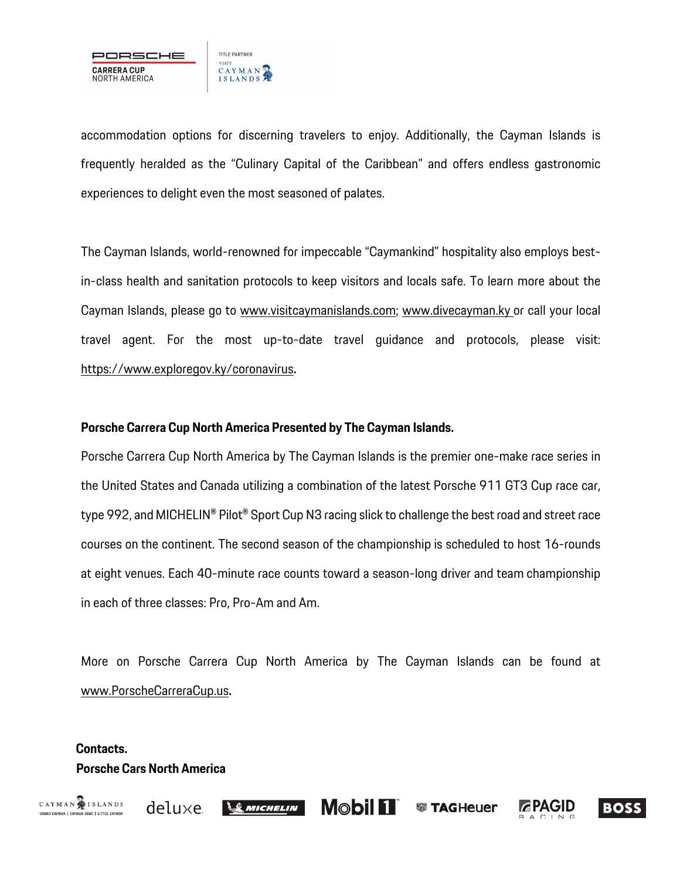accommodation options for discerning travelers to enjoy. Additionally, the Cayman Islands is frequently heralded as the "Culinary Capital of the Caribbean" and offers endless gastronomic experiences to delight even the most seasoned of palates.

The Cayman Islands, world-renowned for impeccable "Caymankind" hospitality also employs best-in-class health and sanitation protocols to keep visitors and locals safe. To learn more about the Cayman Islands, please go to www.visitcaymanislands.com; www.divecayman.ky or call your local travel agent. For the most up-to-date travel guidance and protocols, please visit: https://www.exploregov.ky/coronavirus.

**Porsche Carrera Cup North America Presented by The Cayman Islands.**

Porsche Carrera Cup North America by The Cayman Islands is the premier one-make race series in the United States and Canada utilizing a combination of the latest Porsche 911 GT3 Cup race car, type 992, and MICHELIN® Pilot® Sport Cup N3 racing slick to challenge the best road and street race courses on the continent. The second season of the championship is scheduled to host 16-rounds at eight venues. Each 40-minute race counts toward a season-long driver and team championship in each of three classes: Pro, Pro-Am and Am.

More on Porsche Carrera Cup North America by The Cayman Islands can be found at www.PorscheCarreraCup.us.

**Contacts.**

**Porsche Cars North America**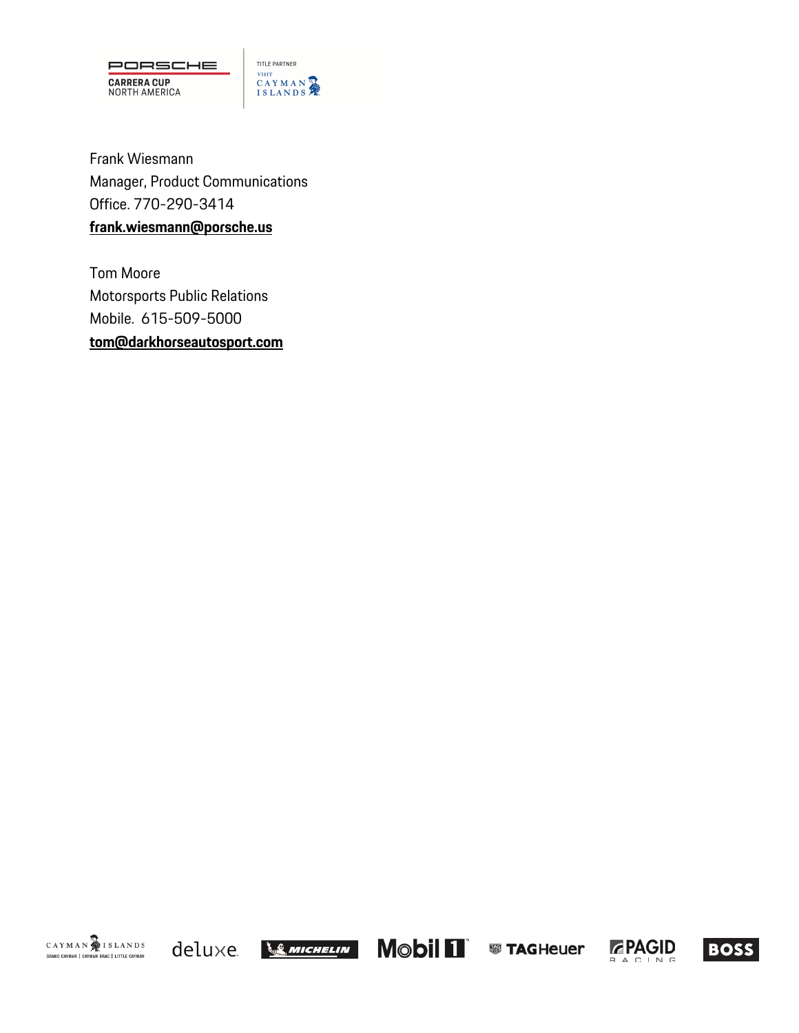Frank Wiesmann
Manager, Product Communications
Office. 770-290-3414
**frank.wiesmann@porsche.us**

Tom Moore
Motorsports Public Relations
Mobile. 615-509-5000
**tom@darkhorseautosport.com**